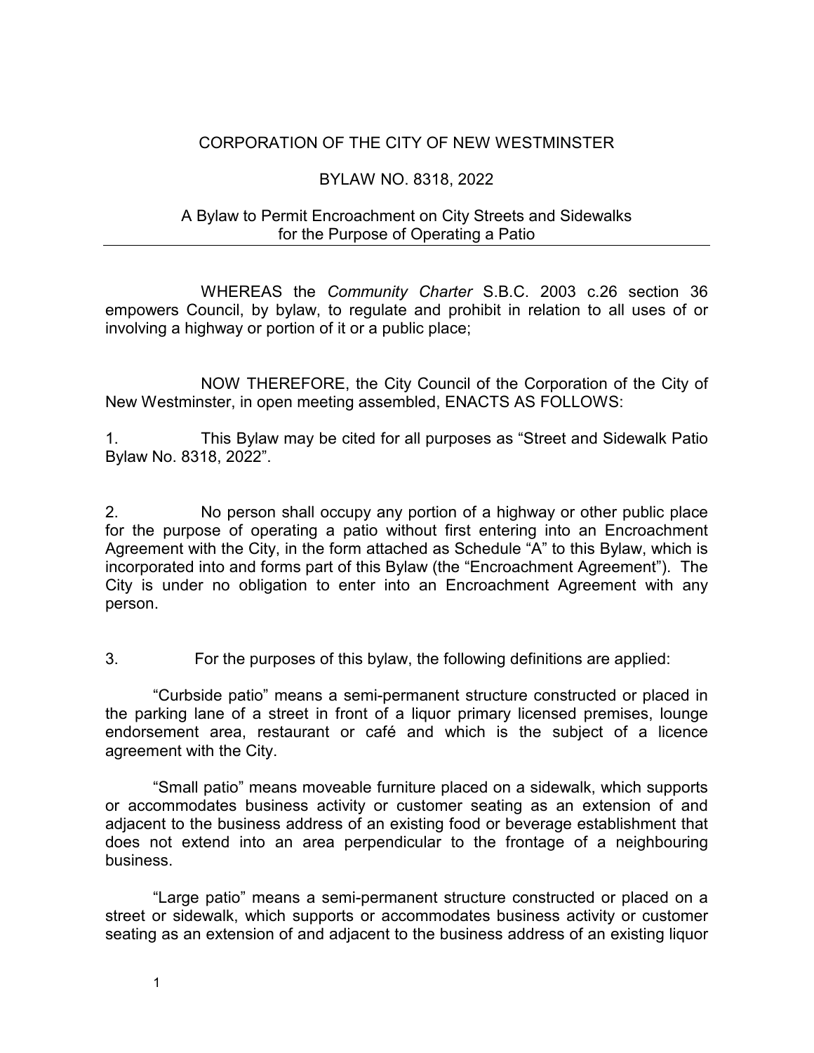# CORPORATION OF THE CITY OF NEW WESTMINSTER

## BYLAW NO. 8318, 2022

### A Bylaw to Permit Encroachment on City Streets and Sidewalks for the Purpose of Operating a Patio

---

WHEREAS the *Community Charter* S.B.C. 2003 c.26 section 36 empowers Council, by bylaw, to regulate and prohibit in relation to all uses of or involving a highway or portion of it or a public place;

NOW THEREFORE, the City Council of the Corporation of the City of New Westminster, in open meeting assembled, ENACTS AS FOLLOWS:

1. This Bylaw may be cited for all purposes as "Street and Sidewalk Patio Bylaw No. 8318, 2022".

2. No person shall occupy any portion of a highway or other public place for the purpose of operating a patio without first entering into an Encroachment Agreement with the City, in the form attached as Schedule "A" to this Bylaw, which is incorporated into and forms part of this Bylaw (the "Encroachment Agreement"). The City is under no obligation to enter into an Encroachment Agreement with any person.

3. For the purposes of this bylaw, the following definitions are applied:

"Curbside patio" means a semi-permanent structure constructed or placed in the parking lane of a street in front of a liquor primary licensed premises, lounge endorsement area, restaurant or café and which is the subject of a licence agreement with the City.

"Small patio" means moveable furniture placed on a sidewalk, which supports or accommodates business activity or customer seating as an extension of and adjacent to the business address of an existing food or beverage establishment that does not extend into an area perpendicular to the frontage of a neighbouring business.

"Large patio" means a semi-permanent structure constructed or placed on a street or sidewalk, which supports or accommodates business activity or customer seating as an extension of and adjacent to the business address of an existing liquor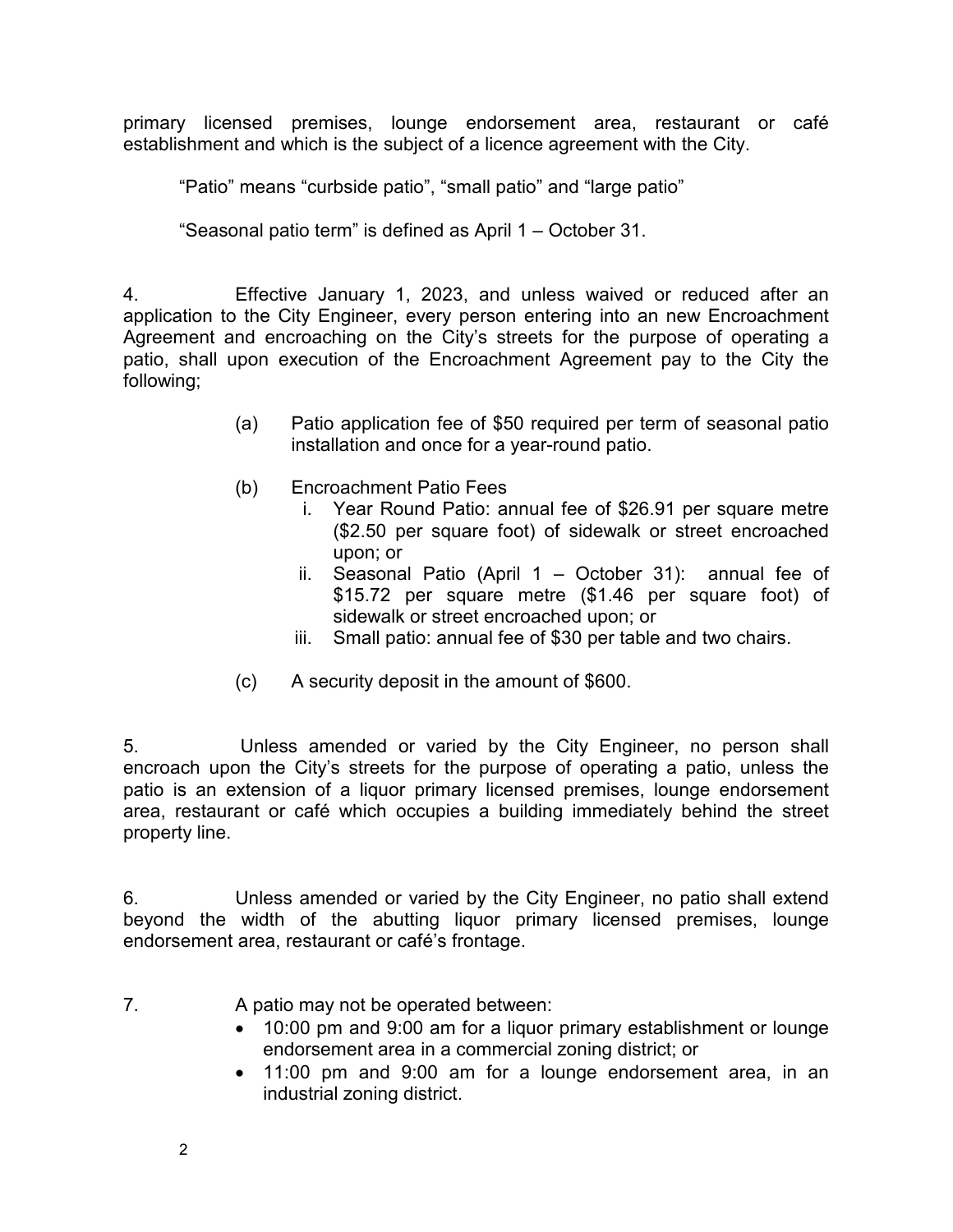primary licensed premises, lounge endorsement area, restaurant or café establishment and which is the subject of a licence agreement with the City.

"Patio" means "curbside patio", "small patio" and "large patio"

"Seasonal patio term" is defined as April 1 – October 31.

4. Effective January 1, 2023, and unless waived or reduced after an application to the City Engineer, every person entering into an new Encroachment Agreement and encroaching on the City's streets for the purpose of operating a patio, shall upon execution of the Encroachment Agreement pay to the City the following;

(a) Patio application fee of $50 required per term of seasonal patio installation and once for a year-round patio.

(b) Encroachment Patio Fees

   i. Year Round Patio: annual fee of $26.91 per square metre ($2.50 per square foot) of sidewalk or street encroached upon; or

   ii. Seasonal Patio (April 1 – October 31): annual fee of $15.72 per square metre ($1.46 per square foot) of sidewalk or street encroached upon; or

   iii. Small patio: annual fee of $30 per table and two chairs.

(c) A security deposit in the amount of $600.

5. Unless amended or varied by the City Engineer, no person shall encroach upon the City's streets for the purpose of operating a patio, unless the patio is an extension of a liquor primary licensed premises, lounge endorsement area, restaurant or café which occupies a building immediately behind the street property line.

6. Unless amended or varied by the City Engineer, no patio shall extend beyond the width of the abutting liquor primary licensed premises, lounge endorsement area, restaurant or café's frontage.

7. A patio may not be operated between:

- 10:00 pm and 9:00 am for a liquor primary establishment or lounge endorsement area in a commercial zoning district; or
- 11:00 pm and 9:00 am for a lounge endorsement area, in an industrial zoning district.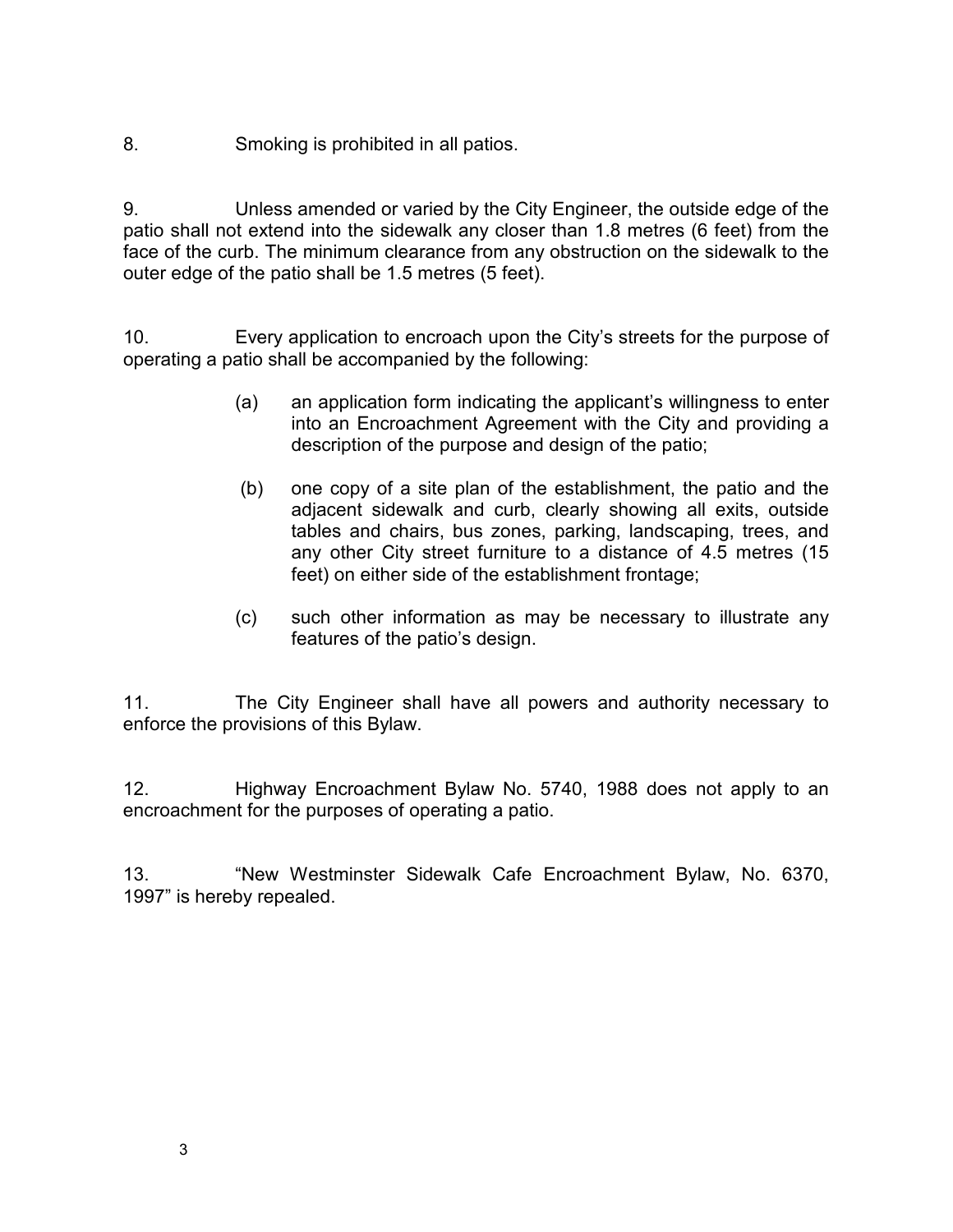8. Smoking is prohibited in all patios.

9. Unless amended or varied by the City Engineer, the outside edge of the patio shall not extend into the sidewalk any closer than 1.8 metres (6 feet) from the face of the curb. The minimum clearance from any obstruction on the sidewalk to the outer edge of the patio shall be 1.5 metres (5 feet).

10. Every application to encroach upon the City's streets for the purpose of operating a patio shall be accompanied by the following:

   (a) an application form indicating the applicant's willingness to enter into an Encroachment Agreement with the City and providing a description of the purpose and design of the patio;

   (b) one copy of a site plan of the establishment, the patio and the adjacent sidewalk and curb, clearly showing all exits, outside tables and chairs, bus zones, parking, landscaping, trees, and any other City street furniture to a distance of 4.5 metres (15 feet) on either side of the establishment frontage;

   (c) such other information as may be necessary to illustrate any features of the patio's design.

11. The City Engineer shall have all powers and authority necessary to enforce the provisions of this Bylaw.

12. Highway Encroachment Bylaw No. 5740, 1988 does not apply to an encroachment for the purposes of operating a patio.

13. "New Westminster Sidewalk Cafe Encroachment Bylaw, No. 6370, 1997" is hereby repealed.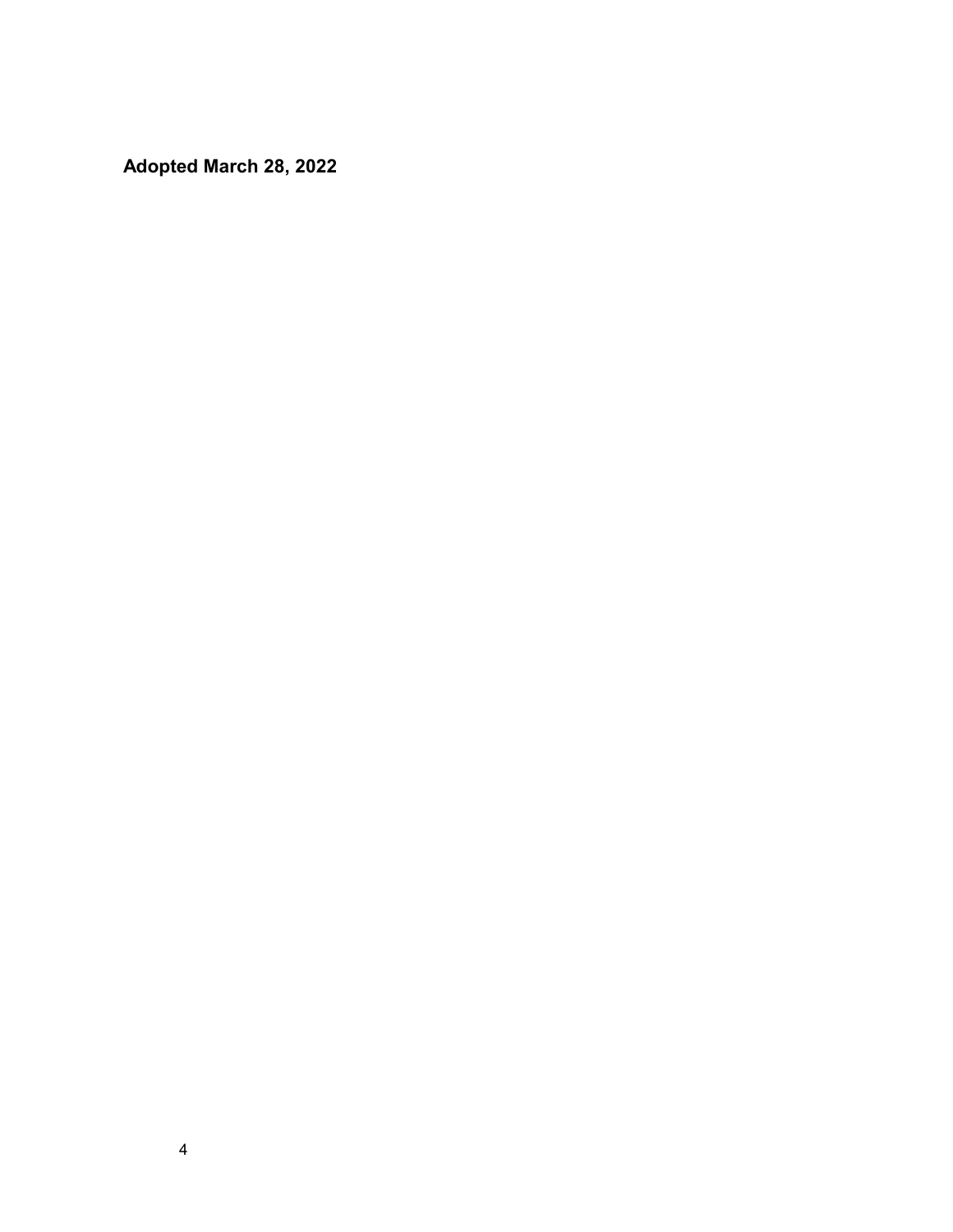**Adopted March 28, 2022**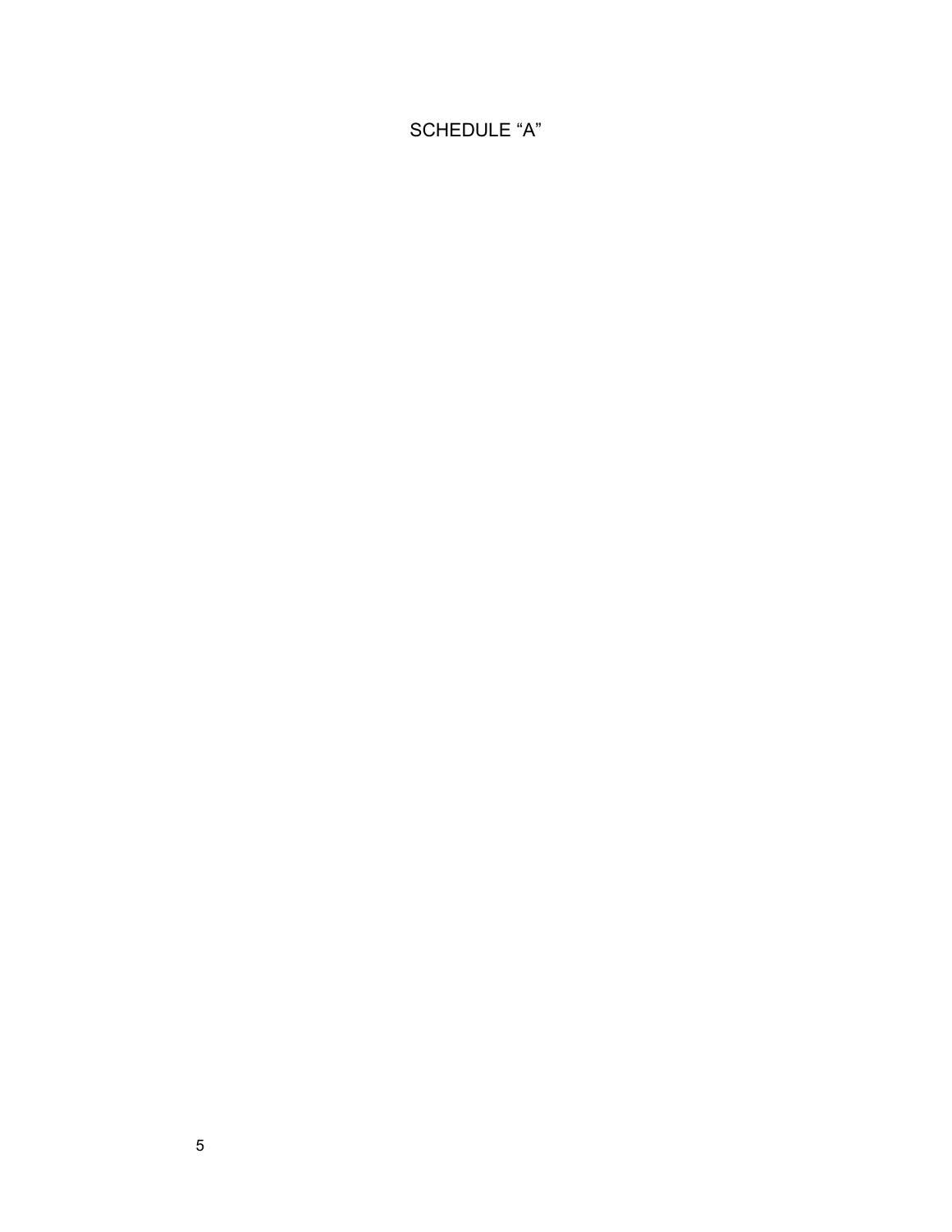SCHEDULE “A”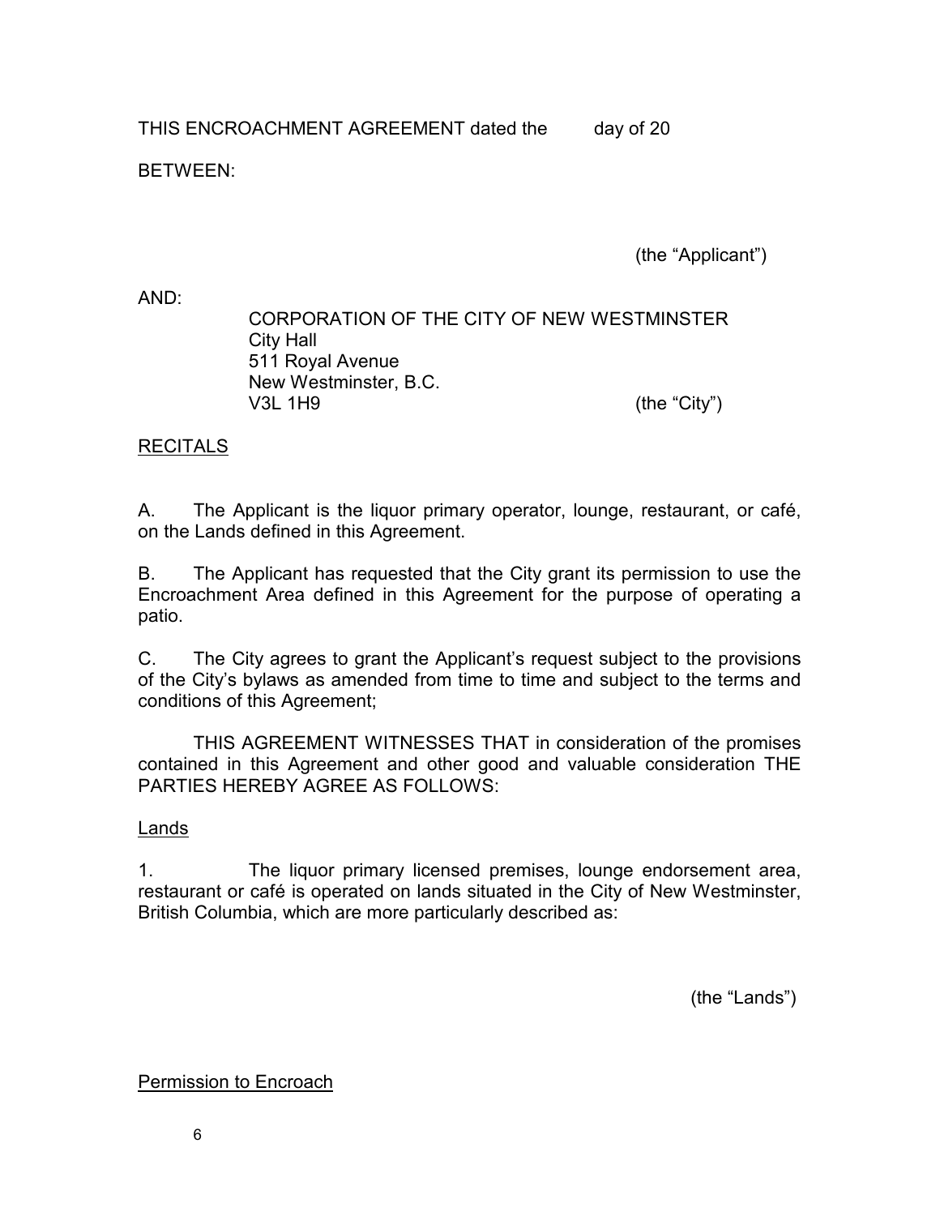THIS ENCROACHMENT AGREEMENT dated the day of 20

BETWEEN:

(the "Applicant")

AND:

CORPORATION OF THE CITY OF NEW WESTMINSTER
City Hall
511 Royal Avenue
New Westminster, B.C.
V3L 1H9 (the "City")

<u>RECITALS</u>

A. The Applicant is the liquor primary operator, lounge, restaurant, or café, on the Lands defined in this Agreement.

B. The Applicant has requested that the City grant its permission to use the Encroachment Area defined in this Agreement for the purpose of operating a patio.

C. The City agrees to grant the Applicant's request subject to the provisions of the City's bylaws as amended from time to time and subject to the terms and conditions of this Agreement;

THIS AGREEMENT WITNESSES THAT in consideration of the promises contained in this Agreement and other good and valuable consideration THE PARTIES HEREBY AGREE AS FOLLOWS:

<u>Lands</u>

1. The liquor primary licensed premises, lounge endorsement area, restaurant or café is operated on lands situated in the City of New Westminster, British Columbia, which are more particularly described as:

(the "Lands")

<u>Permission to Encroach</u>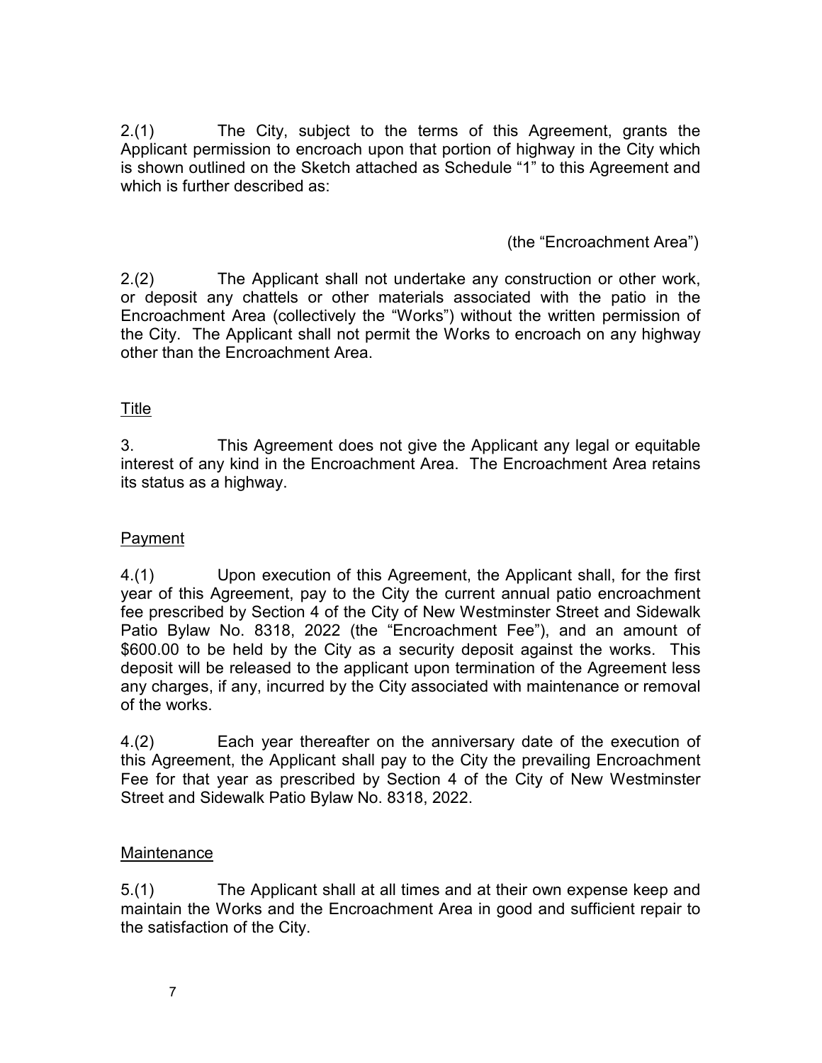2.(1) The City, subject to the terms of this Agreement, grants the Applicant permission to encroach upon that portion of highway in the City which is shown outlined on the Sketch attached as Schedule "1" to this Agreement and which is further described as:

(the "Encroachment Area")

2.(2) The Applicant shall not undertake any construction or other work, or deposit any chattels or other materials associated with the patio in the Encroachment Area (collectively the "Works") without the written permission of the City. The Applicant shall not permit the Works to encroach on any highway other than the Encroachment Area.

<u>Title</u>

3. This Agreement does not give the Applicant any legal or equitable interest of any kind in the Encroachment Area. The Encroachment Area retains its status as a highway.

<u>Payment</u>

4.(1) Upon execution of this Agreement, the Applicant shall, for the first year of this Agreement, pay to the City the current annual patio encroachment fee prescribed by Section 4 of the City of New Westminster Street and Sidewalk Patio Bylaw No. 8318, 2022 (the "Encroachment Fee"), and an amount of $600.00 to be held by the City as a security deposit against the works. This deposit will be released to the applicant upon termination of the Agreement less any charges, if any, incurred by the City associated with maintenance or removal of the works.

4.(2) Each year thereafter on the anniversary date of the execution of this Agreement, the Applicant shall pay to the City the prevailing Encroachment Fee for that year as prescribed by Section 4 of the City of New Westminster Street and Sidewalk Patio Bylaw No. 8318, 2022.

<u>Maintenance</u>

5.(1) The Applicant shall at all times and at their own expense keep and maintain the Works and the Encroachment Area in good and sufficient repair to the satisfaction of the City.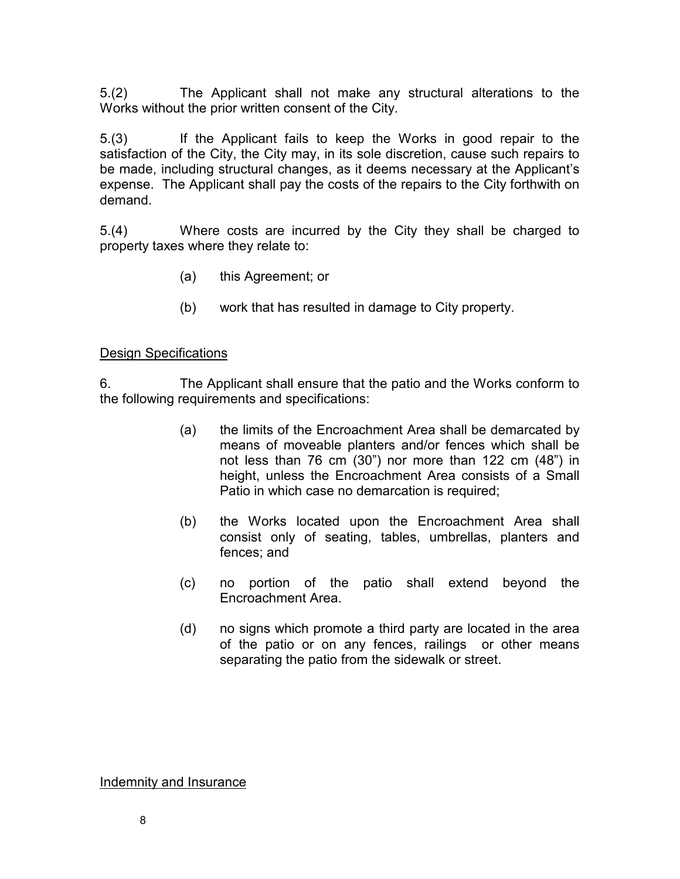5.(2) The Applicant shall not make any structural alterations to the Works without the prior written consent of the City.

5.(3) If the Applicant fails to keep the Works in good repair to the satisfaction of the City, the City may, in its sole discretion, cause such repairs to be made, including structural changes, as it deems necessary at the Applicant's expense. The Applicant shall pay the costs of the repairs to the City forthwith on demand.

5.(4) Where costs are incurred by the City they shall be charged to property taxes where they relate to:

(a) this Agreement; or

(b) work that has resulted in damage to City property.

<u>Design Specifications</u>

6. The Applicant shall ensure that the patio and the Works conform to the following requirements and specifications:

(a) the limits of the Encroachment Area shall be demarcated by means of moveable planters and/or fences which shall be not less than 76 cm (30") nor more than 122 cm (48") in height, unless the Encroachment Area consists of a Small Patio in which case no demarcation is required;

(b) the Works located upon the Encroachment Area shall consist only of seating, tables, umbrellas, planters and fences; and

(c) no portion of the patio shall extend beyond the Encroachment Area.

(d) no signs which promote a third party are located in the area of the patio or on any fences, railings or other means separating the patio from the sidewalk or street.

<u>Indemnity and Insurance</u>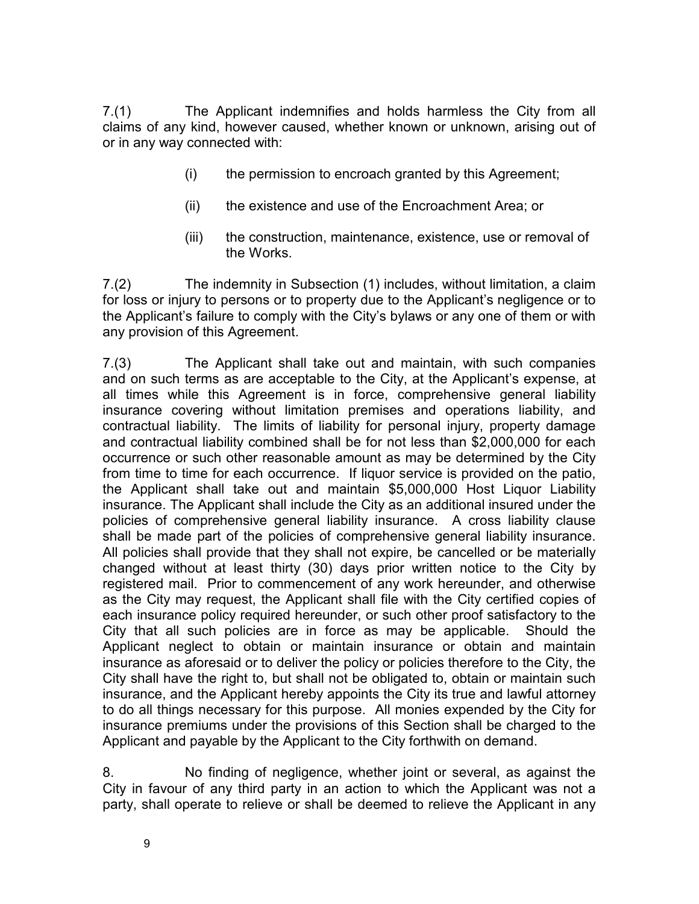7.(1) The Applicant indemnifies and holds harmless the City from all claims of any kind, however caused, whether known or unknown, arising out of or in any way connected with:

- (i) the permission to encroach granted by this Agreement;
- (ii) the existence and use of the Encroachment Area; or
- (iii) the construction, maintenance, existence, use or removal of the Works.

7.(2) The indemnity in Subsection (1) includes, without limitation, a claim for loss or injury to persons or to property due to the Applicant's negligence or to the Applicant's failure to comply with the City's bylaws or any one of them or with any provision of this Agreement.

7.(3) The Applicant shall take out and maintain, with such companies and on such terms as are acceptable to the City, at the Applicant's expense, at all times while this Agreement is in force, comprehensive general liability insurance covering without limitation premises and operations liability, and contractual liability. The limits of liability for personal injury, property damage and contractual liability combined shall be for not less than $2,000,000 for each occurrence or such other reasonable amount as may be determined by the City from time to time for each occurrence. If liquor service is provided on the patio, the Applicant shall take out and maintain $5,000,000 Host Liquor Liability insurance. The Applicant shall include the City as an additional insured under the policies of comprehensive general liability insurance. A cross liability clause shall be made part of the policies of comprehensive general liability insurance. All policies shall provide that they shall not expire, be cancelled or be materially changed without at least thirty (30) days prior written notice to the City by registered mail. Prior to commencement of any work hereunder, and otherwise as the City may request, the Applicant shall file with the City certified copies of each insurance policy required hereunder, or such other proof satisfactory to the City that all such policies are in force as may be applicable. Should the Applicant neglect to obtain or maintain insurance or obtain and maintain insurance as aforesaid or to deliver the policy or policies therefore to the City, the City shall have the right to, but shall not be obligated to, obtain or maintain such insurance, and the Applicant hereby appoints the City its true and lawful attorney to do all things necessary for this purpose. All monies expended by the City for insurance premiums under the provisions of this Section shall be charged to the Applicant and payable by the Applicant to the City forthwith on demand.

8. No finding of negligence, whether joint or several, as against the City in favour of any third party in an action to which the Applicant was not a party, shall operate to relieve or shall be deemed to relieve the Applicant in any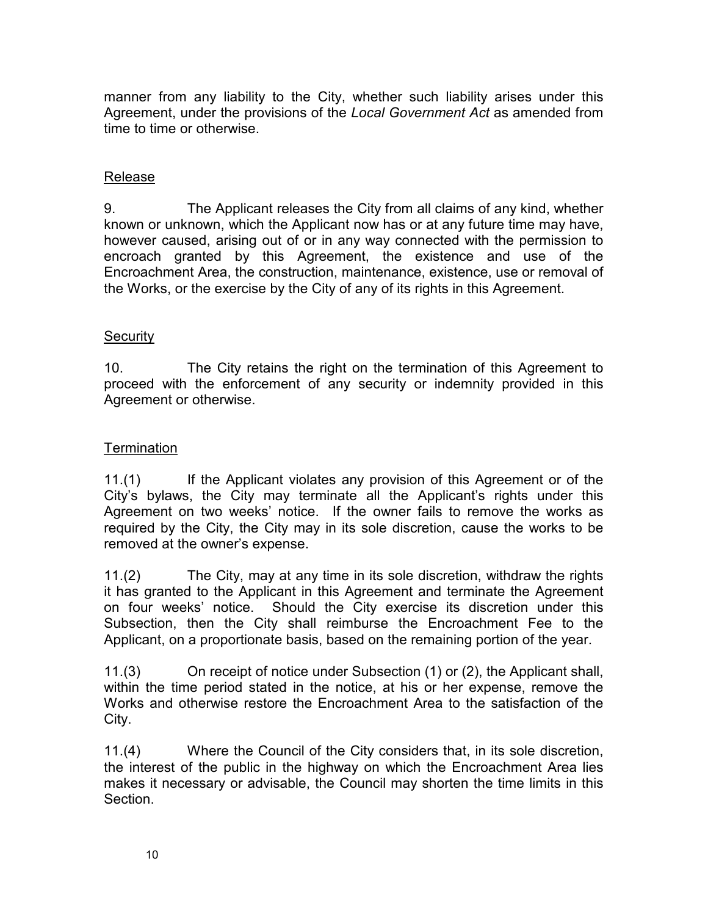manner from any liability to the City, whether such liability arises under this Agreement, under the provisions of the *Local Government Act* as amended from time to time or otherwise.

## Release

9. The Applicant releases the City from all claims of any kind, whether known or unknown, which the Applicant now has or at any future time may have, however caused, arising out of or in any way connected with the permission to encroach granted by this Agreement, the existence and use of the Encroachment Area, the construction, maintenance, existence, use or removal of the Works, or the exercise by the City of any of its rights in this Agreement.

## Security

10. The City retains the right on the termination of this Agreement to proceed with the enforcement of any security or indemnity provided in this Agreement or otherwise.

## Termination

11.(1) If the Applicant violates any provision of this Agreement or of the City's bylaws, the City may terminate all the Applicant's rights under this Agreement on two weeks' notice. If the owner fails to remove the works as required by the City, the City may in its sole discretion, cause the works to be removed at the owner's expense.

11.(2) The City, may at any time in its sole discretion, withdraw the rights it has granted to the Applicant in this Agreement and terminate the Agreement on four weeks' notice. Should the City exercise its discretion under this Subsection, then the City shall reimburse the Encroachment Fee to the Applicant, on a proportionate basis, based on the remaining portion of the year.

11.(3) On receipt of notice under Subsection (1) or (2), the Applicant shall, within the time period stated in the notice, at his or her expense, remove the Works and otherwise restore the Encroachment Area to the satisfaction of the City.

11.(4) Where the Council of the City considers that, in its sole discretion, the interest of the public in the highway on which the Encroachment Area lies makes it necessary or advisable, the Council may shorten the time limits in this Section.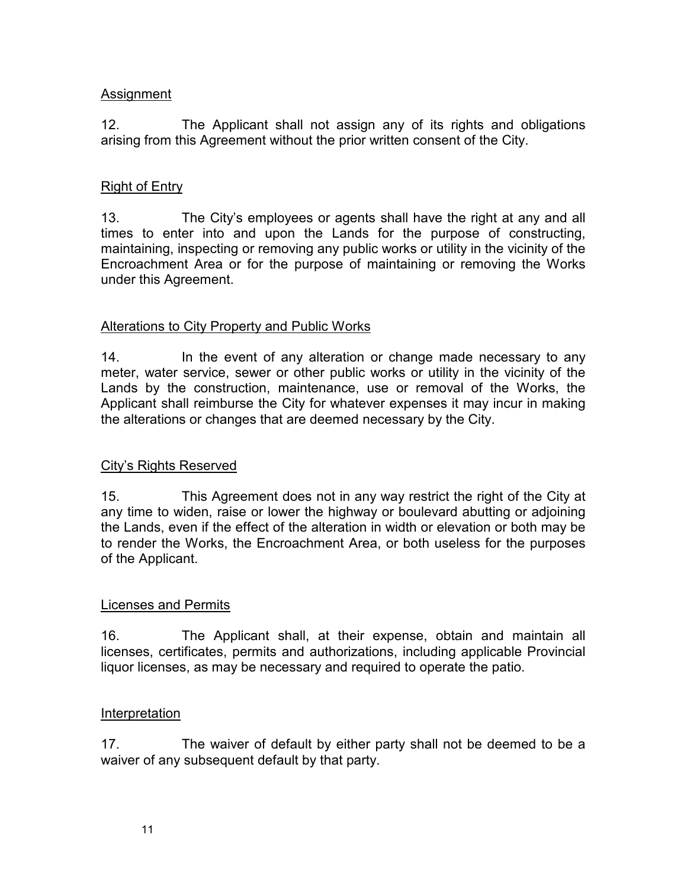<u>Assignment</u>

12. The Applicant shall not assign any of its rights and obligations arising from this Agreement without the prior written consent of the City.

<u>Right of Entry</u>

13. The City's employees or agents shall have the right at any and all times to enter into and upon the Lands for the purpose of constructing, maintaining, inspecting or removing any public works or utility in the vicinity of the Encroachment Area or for the purpose of maintaining or removing the Works under this Agreement.

<u>Alterations to City Property and Public Works</u>

14. In the event of any alteration or change made necessary to any meter, water service, sewer or other public works or utility in the vicinity of the Lands by the construction, maintenance, use or removal of the Works, the Applicant shall reimburse the City for whatever expenses it may incur in making the alterations or changes that are deemed necessary by the City.

<u>City's Rights Reserved</u>

15. This Agreement does not in any way restrict the right of the City at any time to widen, raise or lower the highway or boulevard abutting or adjoining the Lands, even if the effect of the alteration in width or elevation or both may be to render the Works, the Encroachment Area, or both useless for the purposes of the Applicant.

<u>Licenses and Permits</u>

16. The Applicant shall, at their expense, obtain and maintain all licenses, certificates, permits and authorizations, including applicable Provincial liquor licenses, as may be necessary and required to operate the patio.

<u>Interpretation</u>

17. The waiver of default by either party shall not be deemed to be a waiver of any subsequent default by that party.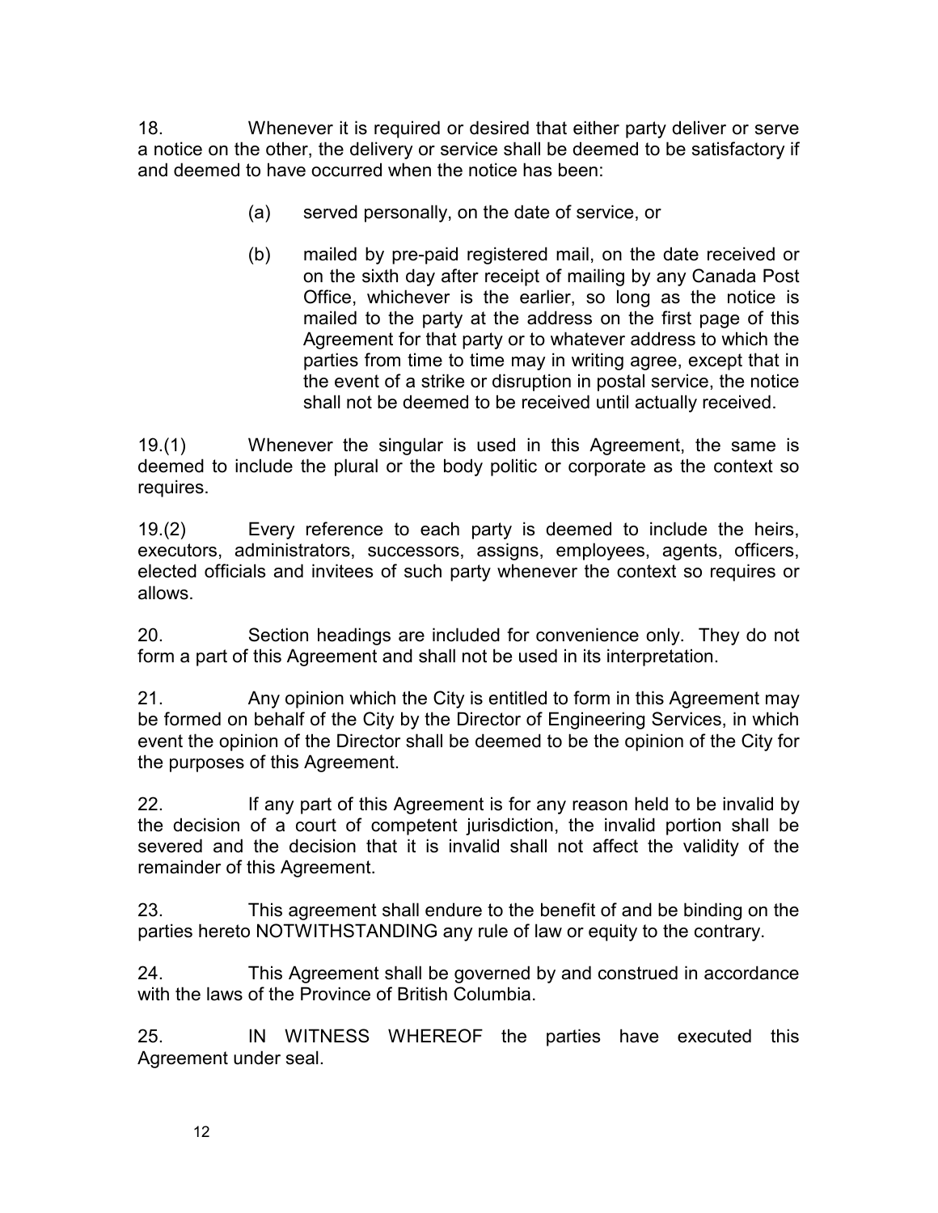18. Whenever it is required or desired that either party deliver or serve a notice on the other, the delivery or service shall be deemed to be satisfactory if and deemed to have occurred when the notice has been:

- (a) served personally, on the date of service, or
- (b) mailed by pre-paid registered mail, on the date received or on the sixth day after receipt of mailing by any Canada Post Office, whichever is the earlier, so long as the notice is mailed to the party at the address on the first page of this Agreement for that party or to whatever address to which the parties from time to time may in writing agree, except that in the event of a strike or disruption in postal service, the notice shall not be deemed to be received until actually received.

19.(1) Whenever the singular is used in this Agreement, the same is deemed to include the plural or the body politic or corporate as the context so requires.

19.(2) Every reference to each party is deemed to include the heirs, executors, administrators, successors, assigns, employees, agents, officers, elected officials and invitees of such party whenever the context so requires or allows.

20. Section headings are included for convenience only. They do not form a part of this Agreement and shall not be used in its interpretation.

21. Any opinion which the City is entitled to form in this Agreement may be formed on behalf of the City by the Director of Engineering Services, in which event the opinion of the Director shall be deemed to be the opinion of the City for the purposes of this Agreement.

22. If any part of this Agreement is for any reason held to be invalid by the decision of a court of competent jurisdiction, the invalid portion shall be severed and the decision that it is invalid shall not affect the validity of the remainder of this Agreement.

23. This agreement shall endure to the benefit of and be binding on the parties hereto NOTWITHSTANDING any rule of law or equity to the contrary.

24. This Agreement shall be governed by and construed in accordance with the laws of the Province of British Columbia.

25. IN WITNESS WHEREOF the parties have executed this Agreement under seal.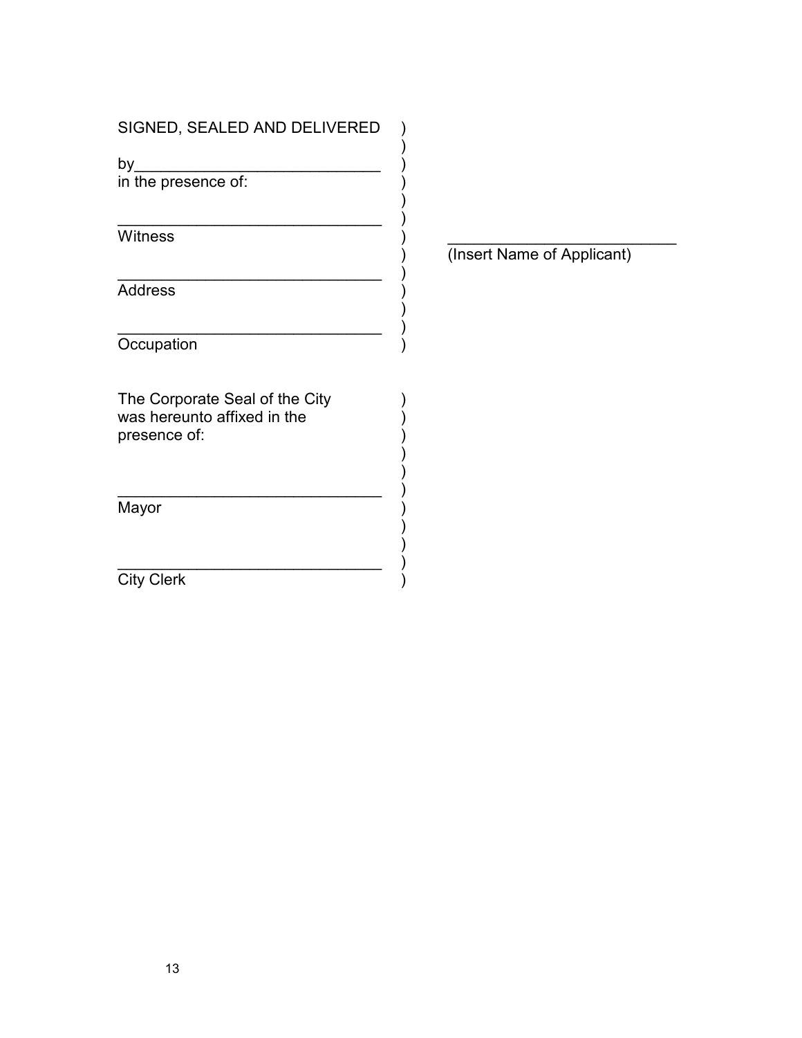SIGNED, SEALED AND DELIVERED

by\_\_\_\_\_\_\_\_\_\_\_\_\_\_\_\_\_\_\_\_\_\_\_\_\_\_\_\_
in the presence of:

\_\_\_\_\_\_\_\_\_\_\_\_\_\_\_\_\_\_\_\_\_\_\_\_\_\_\_\_\_\_
Witness

\_\_\_\_\_\_\_\_\_\_\_\_\_\_\_\_\_\_\_\_\_\_\_\_\_\_\_\_\_\_
Address

\_\_\_\_\_\_\_\_\_\_\_\_\_\_\_\_\_\_\_\_\_\_\_\_\_\_\_\_\_\_
Occupation

\_\_\_\_\_\_\_\_\_\_\_\_\_\_\_\_\_\_\_\_\_\_\_\_\_\_
(Insert Name of Applicant)

The Corporate Seal of the City
was hereunto affixed in the
presence of:

\_\_\_\_\_\_\_\_\_\_\_\_\_\_\_\_\_\_\_\_\_\_\_\_\_\_\_\_\_\_
Mayor

\_\_\_\_\_\_\_\_\_\_\_\_\_\_\_\_\_\_\_\_\_\_\_\_\_\_\_\_\_\_
City Clerk